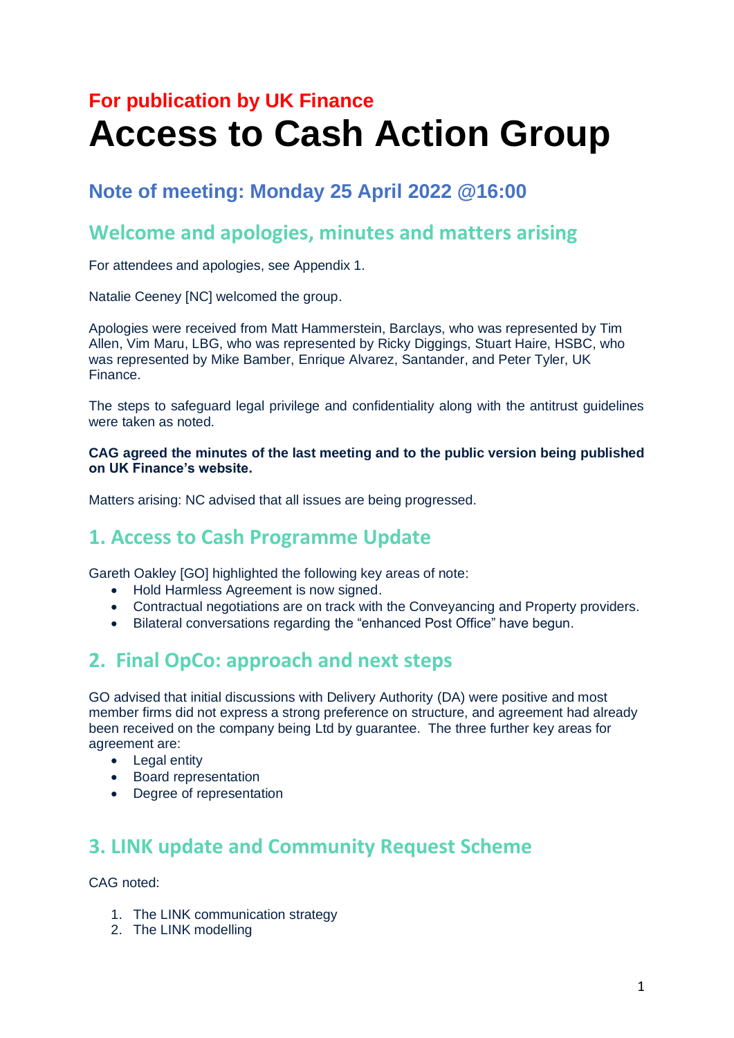**For publication by UK Finance**

# Access to Cash Action Group

## Note of meeting: Monday 25 April 2022 @16:00

## Welcome and apologies, minutes and matters arising

For attendees and apologies, see Appendix 1.

Natalie Ceeney [NC] welcomed the group.

Apologies were received from Matt Hammerstein, Barclays, who was represented by Tim Allen, Vim Maru, LBG, who was represented by Ricky Diggings, Stuart Haire, HSBC, who was represented by Mike Bamber, Enrique Alvarez, Santander, and Peter Tyler, UK Finance.

The steps to safeguard legal privilege and confidentiality along with the antitrust guidelines were taken as noted.

**CAG agreed the minutes of the last meeting and to the public version being published on UK Finance's website.**

Matters arising: NC advised that all issues are being progressed.

## 1. Access to Cash Programme Update

Gareth Oakley [GO] highlighted the following key areas of note:

- Hold Harmless Agreement is now signed.
- Contractual negotiations are on track with the Conveyancing and Property providers.
- Bilateral conversations regarding the "enhanced Post Office" have begun.

## 2. Final OpCo: approach and next steps

GO advised that initial discussions with Delivery Authority (DA) were positive and most member firms did not express a strong preference on structure, and agreement had already been received on the company being Ltd by guarantee. The three further key areas for agreement are:

- Legal entity
- Board representation
- Degree of representation

## 3. LINK update and Community Request Scheme

CAG noted:

1. The LINK communication strategy
2. The LINK modelling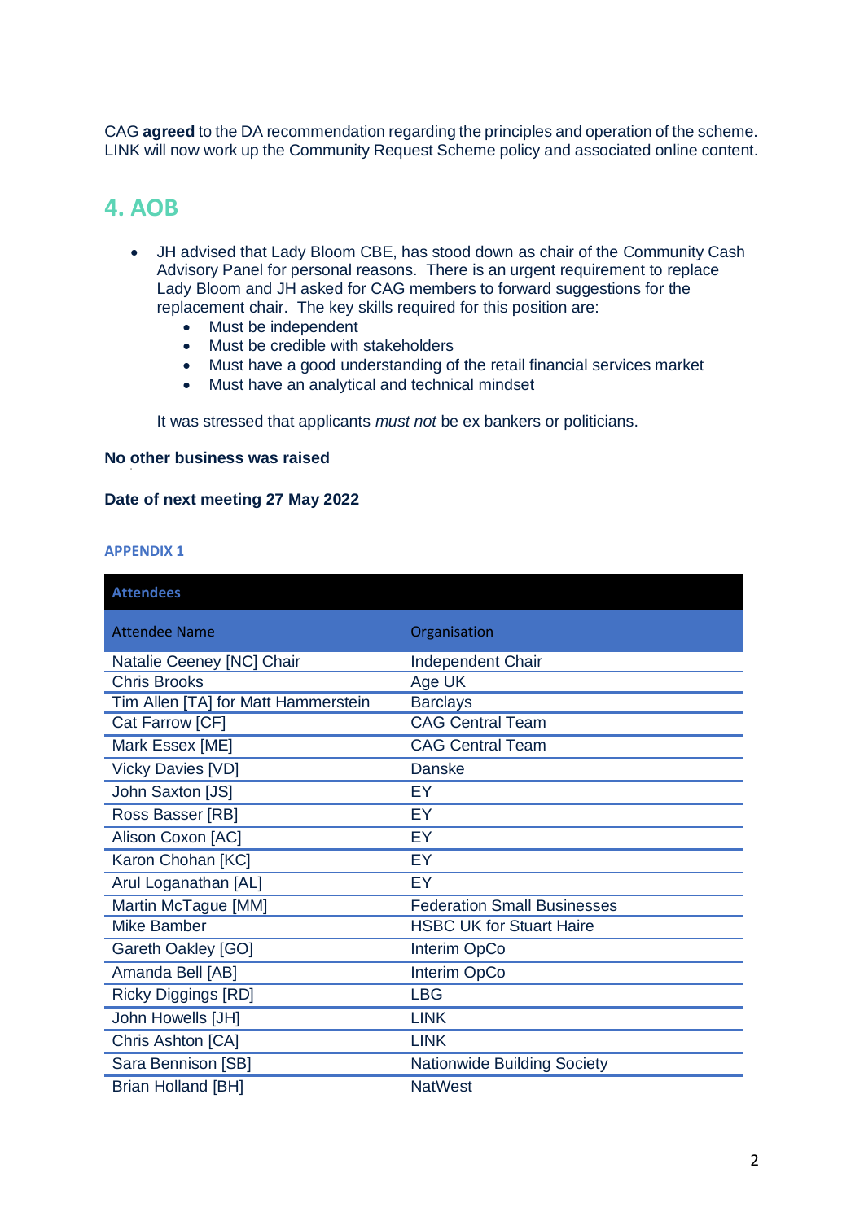CAG **agreed** to the DA recommendation regarding the principles and operation of the scheme. LINK will now work up the Community Request Scheme policy and associated online content.

## 4. AOB

- JH advised that Lady Bloom CBE, has stood down as chair of the Community Cash Advisory Panel for personal reasons. There is an urgent requirement to replace Lady Bloom and JH asked for CAG members to forward suggestions for the replacement chair. The key skills required for this position are:
    - Must be independent
    - Must be credible with stakeholders
    - Must have a good understanding of the retail financial services market
    - Must have an analytical and technical mindset

  It was stressed that applicants *must not* be ex bankers or politicians.

**No other business was raised**

**Date of next meeting 27 May 2022**

### APPENDIX 1

**Attendees**

| Attendee Name | Organisation |
|---|---|
| Natalie Ceeney [NC] Chair | Independent Chair |
| Chris Brooks | Age UK |
| Tim Allen [TA] for Matt Hammerstein | Barclays |
| Cat Farrow [CF] | CAG Central Team |
| Mark Essex [ME] | CAG Central Team |
| Vicky Davies [VD] | Danske |
| John Saxton [JS] | EY |
| Ross Basser [RB] | EY |
| Alison Coxon [AC] | EY |
| Karon Chohan [KC] | EY |
| Arul Loganathan [AL] | EY |
| Martin McTague [MM] | Federation Small Businesses |
| Mike Bamber | HSBC UK for Stuart Haire |
| Gareth Oakley [GO] | Interim OpCo |
| Amanda Bell [AB] | Interim OpCo |
| Ricky Diggings [RD] | LBG |
| John Howells [JH] | LINK |
| Chris Ashton [CA] | LINK |
| Sara Bennison [SB] | Nationwide Building Society |
| Brian Holland [BH] | NatWest |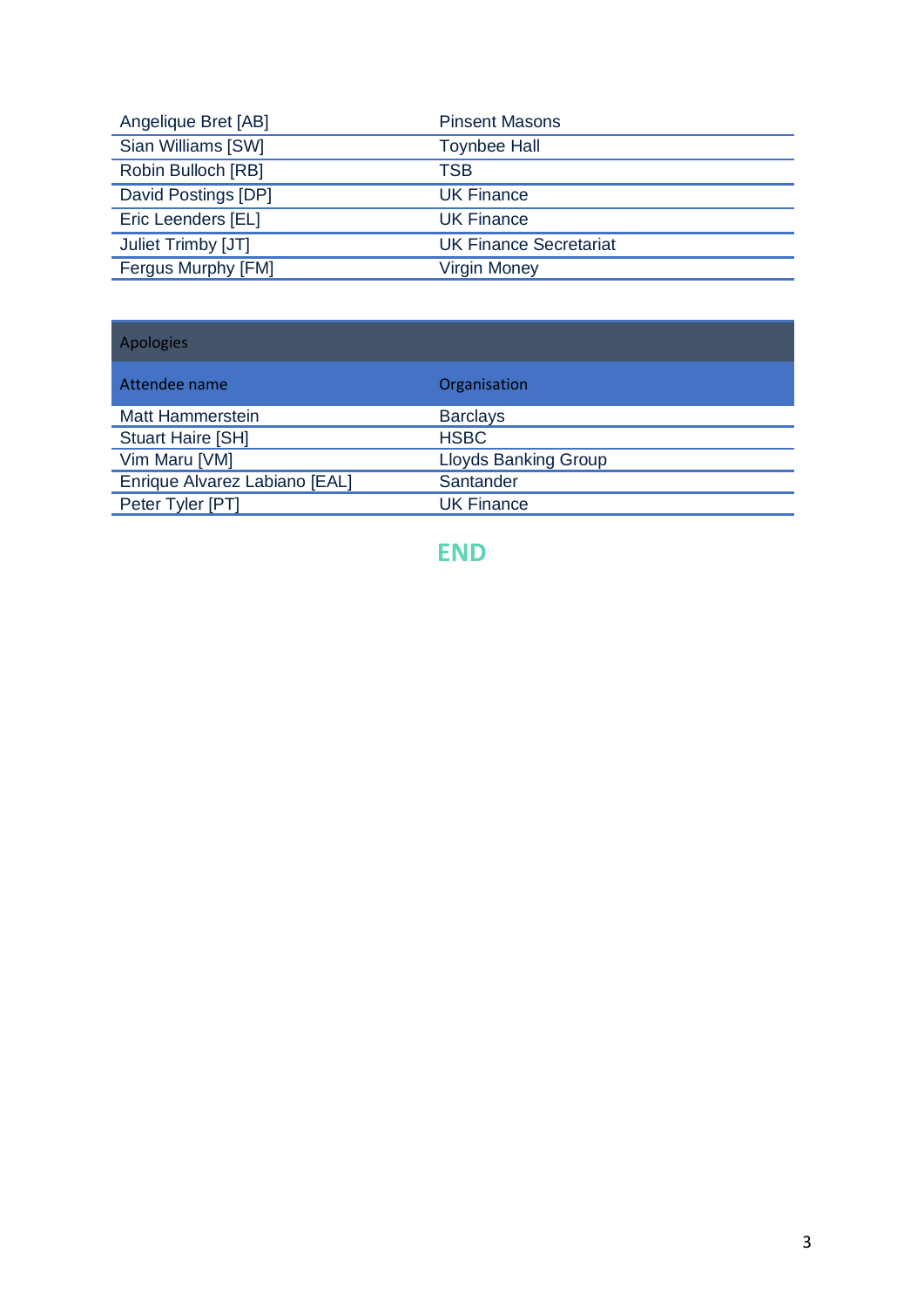| | |
|---|---|
| Angelique Bret [AB] | Pinsent Masons |
| Sian Williams [SW] | Toynbee Hall |
| Robin Bulloch [RB] | TSB |
| David Postings [DP] | UK Finance |
| Eric Leenders [EL] | UK Finance |
| Juliet Trimby [JT] | UK Finance Secretariat |
| Fergus Murphy [FM] | Virgin Money |

| Apologies | |
|---|---|
| **Attendee name** | **Organisation** |
| Matt Hammerstein | Barclays |
| Stuart Haire [SH] | HSBC |
| Vim Maru [VM] | Lloyds Banking Group |
| Enrique Alvarez Labiano [EAL] | Santander |
| Peter Tyler [PT] | UK Finance |

**END**